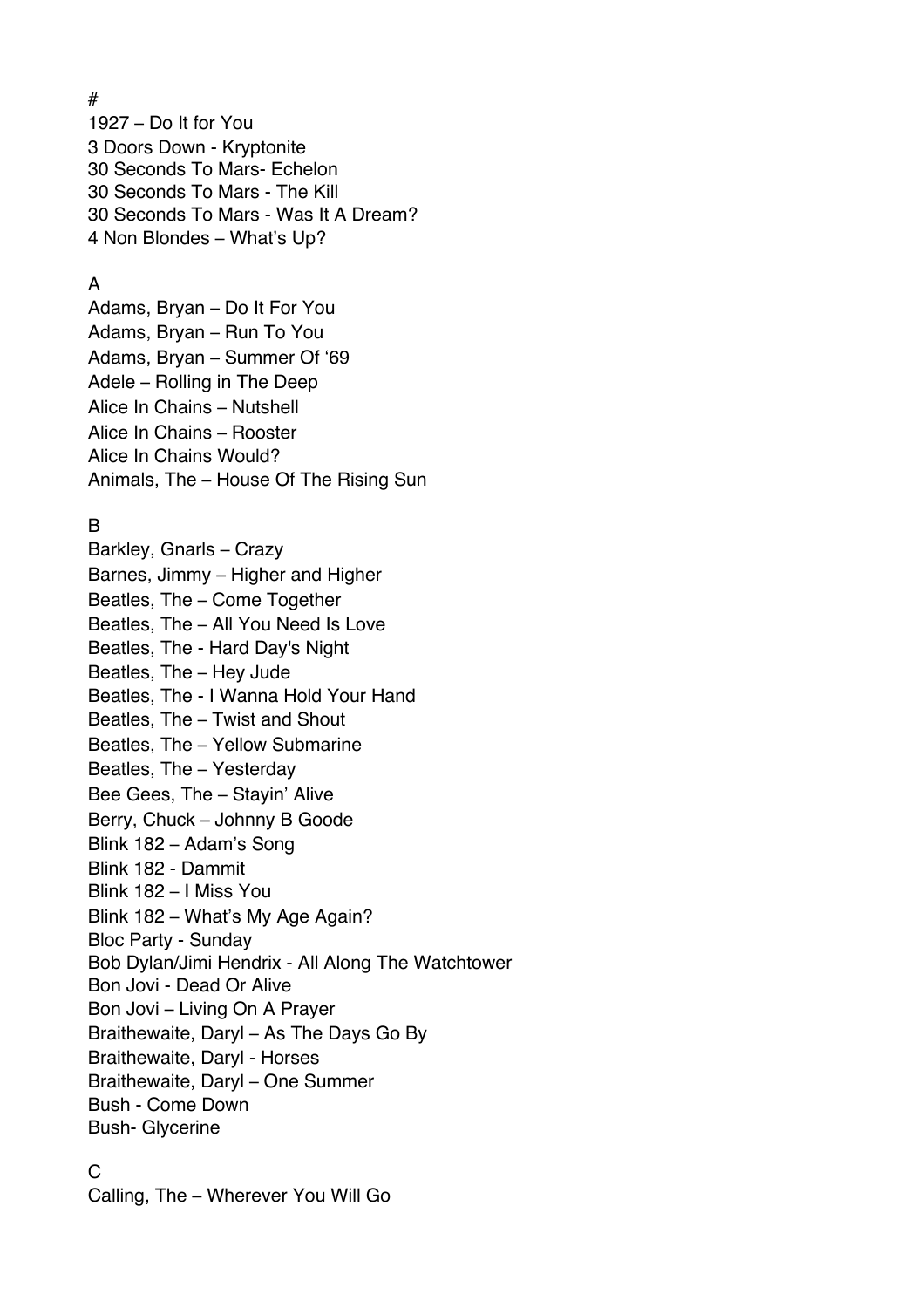#

1927 – Do It for You
3 Doors Down - Kryptonite
30 Seconds To Mars- Echelon
30 Seconds To Mars - The Kill
30 Seconds To Mars - Was It A Dream?
4 Non Blondes – What's Up?

A

Adams, Bryan – Do It For You
Adams, Bryan – Run To You
Adams, Bryan – Summer Of '69
Adele – Rolling in The Deep
Alice In Chains – Nutshell
Alice In Chains – Rooster
Alice In Chains Would?
Animals, The – House Of The Rising Sun

B

Barkley, Gnarls – Crazy
Barnes, Jimmy – Higher and Higher
Beatles, The – Come Together
Beatles, The – All You Need Is Love
Beatles, The - Hard Day's Night
Beatles, The – Hey Jude
Beatles, The - I Wanna Hold Your Hand
Beatles, The – Twist and Shout
Beatles, The – Yellow Submarine
Beatles, The – Yesterday
Bee Gees, The – Stayin' Alive
Berry, Chuck – Johnny B Goode
Blink 182 – Adam's Song
Blink 182 - Dammit
Blink 182 – I Miss You
Blink 182 – What's My Age Again?
Bloc Party - Sunday
Bob Dylan/Jimi Hendrix - All Along The Watchtower
Bon Jovi - Dead Or Alive
Bon Jovi – Living On A Prayer
Braithewaite, Daryl – As The Days Go By
Braithewaite, Daryl - Horses
Braithewaite, Daryl – One Summer
Bush - Come Down
Bush- Glycerine

C

Calling, The – Wherever You Will Go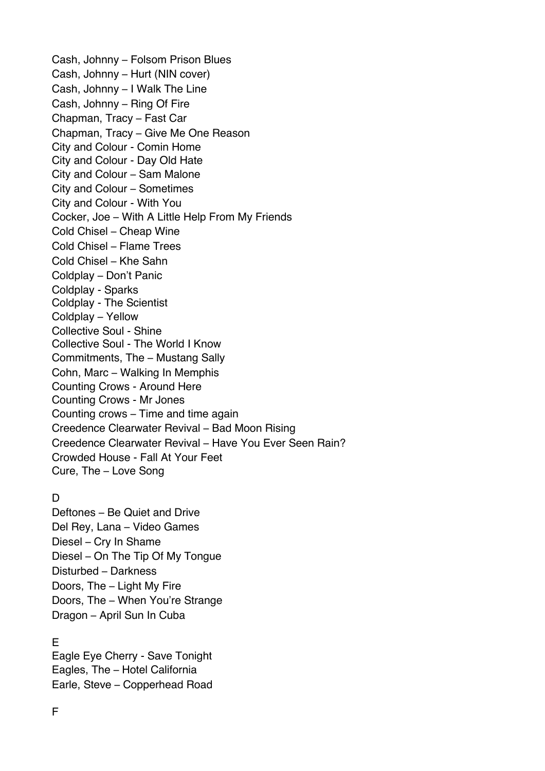Cash, Johnny – Folsom Prison Blues
Cash, Johnny – Hurt (NIN cover)
Cash, Johnny – I Walk The Line
Cash, Johnny – Ring Of Fire
Chapman, Tracy – Fast Car
Chapman, Tracy – Give Me One Reason
City and Colour - Comin Home
City and Colour - Day Old Hate
City and Colour – Sam Malone
City and Colour – Sometimes
City and Colour - With You
Cocker, Joe – With A Little Help From My Friends
Cold Chisel – Cheap Wine
Cold Chisel – Flame Trees
Cold Chisel – Khe Sahn
Coldplay – Don't Panic
Coldplay - Sparks
Coldplay - The Scientist
Coldplay – Yellow
Collective Soul - Shine
Collective Soul - The World I Know
Commitments, The – Mustang Sally
Cohn, Marc – Walking In Memphis
Counting Crows - Around Here
Counting Crows - Mr Jones
Counting crows – Time and time again
Creedence Clearwater Revival – Bad Moon Rising
Creedence Clearwater Revival – Have You Ever Seen Rain?
Crowded House - Fall At Your Feet
Cure, The – Love Song

D

Deftones – Be Quiet and Drive
Del Rey, Lana – Video Games
Diesel – Cry In Shame
Diesel – On The Tip Of My Tongue
Disturbed – Darkness
Doors, The – Light My Fire
Doors, The – When You're Strange
Dragon – April Sun In Cuba

E

Eagle Eye Cherry - Save Tonight
Eagles, The – Hotel California
Earle, Steve – Copperhead Road

F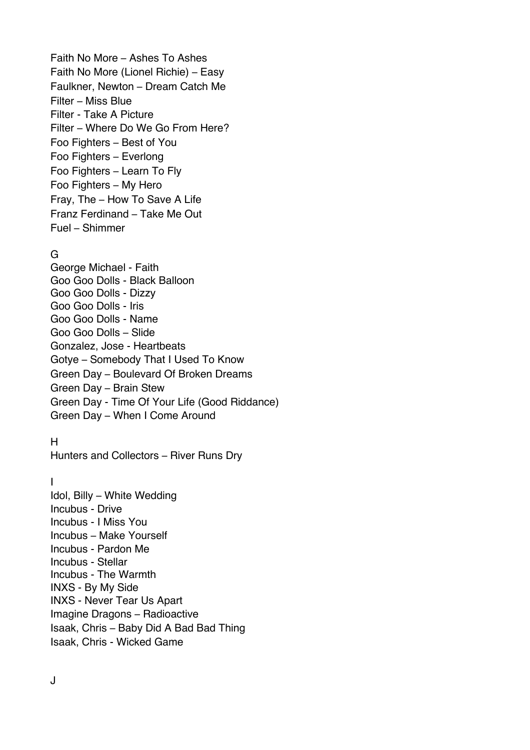Faith No More – Ashes To Ashes
Faith No More (Lionel Richie) – Easy
Faulkner, Newton – Dream Catch Me
Filter – Miss Blue
Filter - Take A Picture
Filter – Where Do We Go From Here?
Foo Fighters – Best of You
Foo Fighters – Everlong
Foo Fighters – Learn To Fly
Foo Fighters – My Hero
Fray, The – How To Save A Life
Franz Ferdinand – Take Me Out
Fuel – Shimmer

G

George Michael - Faith
Goo Goo Dolls - Black Balloon
Goo Goo Dolls - Dizzy
Goo Goo Dolls - Iris
Goo Goo Dolls - Name
Goo Goo Dolls – Slide
Gonzalez, Jose - Heartbeats
Gotye – Somebody That I Used To Know
Green Day – Boulevard Of Broken Dreams
Green Day – Brain Stew
Green Day - Time Of Your Life (Good Riddance)
Green Day – When I Come Around

H

Hunters and Collectors – River Runs Dry

I

Idol, Billy – White Wedding
Incubus - Drive
Incubus - I Miss You
Incubus – Make Yourself
Incubus - Pardon Me
Incubus - Stellar
Incubus - The Warmth
INXS - By My Side
INXS - Never Tear Us Apart
Imagine Dragons – Radioactive
Isaak, Chris – Baby Did A Bad Bad Thing
Isaak, Chris - Wicked Game

J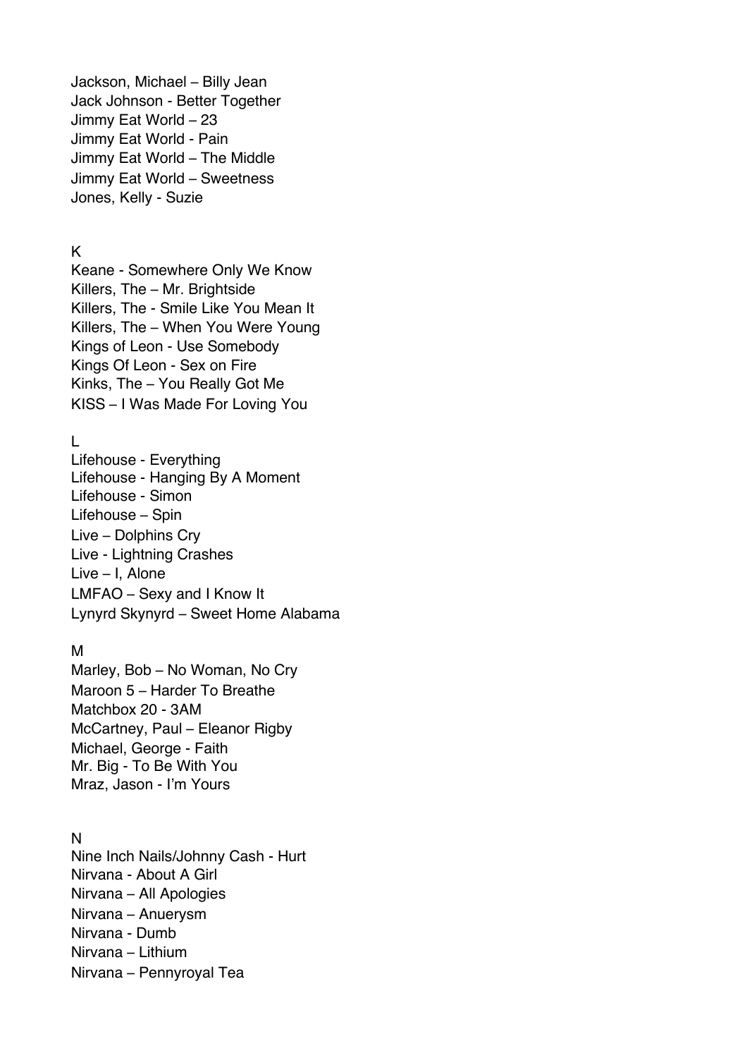Jackson, Michael – Billy Jean
Jack Johnson - Better Together
Jimmy Eat World – 23
Jimmy Eat World - Pain
Jimmy Eat World – The Middle
Jimmy Eat World – Sweetness
Jones, Kelly - Suzie

K

Keane - Somewhere Only We Know
Killers, The – Mr. Brightside
Killers, The - Smile Like You Mean It
Killers, The – When You Were Young
Kings of Leon - Use Somebody
Kings Of Leon - Sex on Fire
Kinks, The – You Really Got Me
KISS – I Was Made For Loving You

L

Lifehouse - Everything
Lifehouse - Hanging By A Moment
Lifehouse - Simon
Lifehouse – Spin
Live – Dolphins Cry
Live - Lightning Crashes
Live – I, Alone
LMFAO – Sexy and I Know It
Lynyrd Skynyrd – Sweet Home Alabama

M

Marley, Bob – No Woman, No Cry
Maroon 5 – Harder To Breathe
Matchbox 20 - 3AM
McCartney, Paul – Eleanor Rigby
Michael, George - Faith
Mr. Big - To Be With You
Mraz, Jason - I'm Yours

N

Nine Inch Nails/Johnny Cash - Hurt
Nirvana - About A Girl
Nirvana – All Apologies
Nirvana – Anuerysm
Nirvana - Dumb
Nirvana – Lithium
Nirvana – Pennyroyal Tea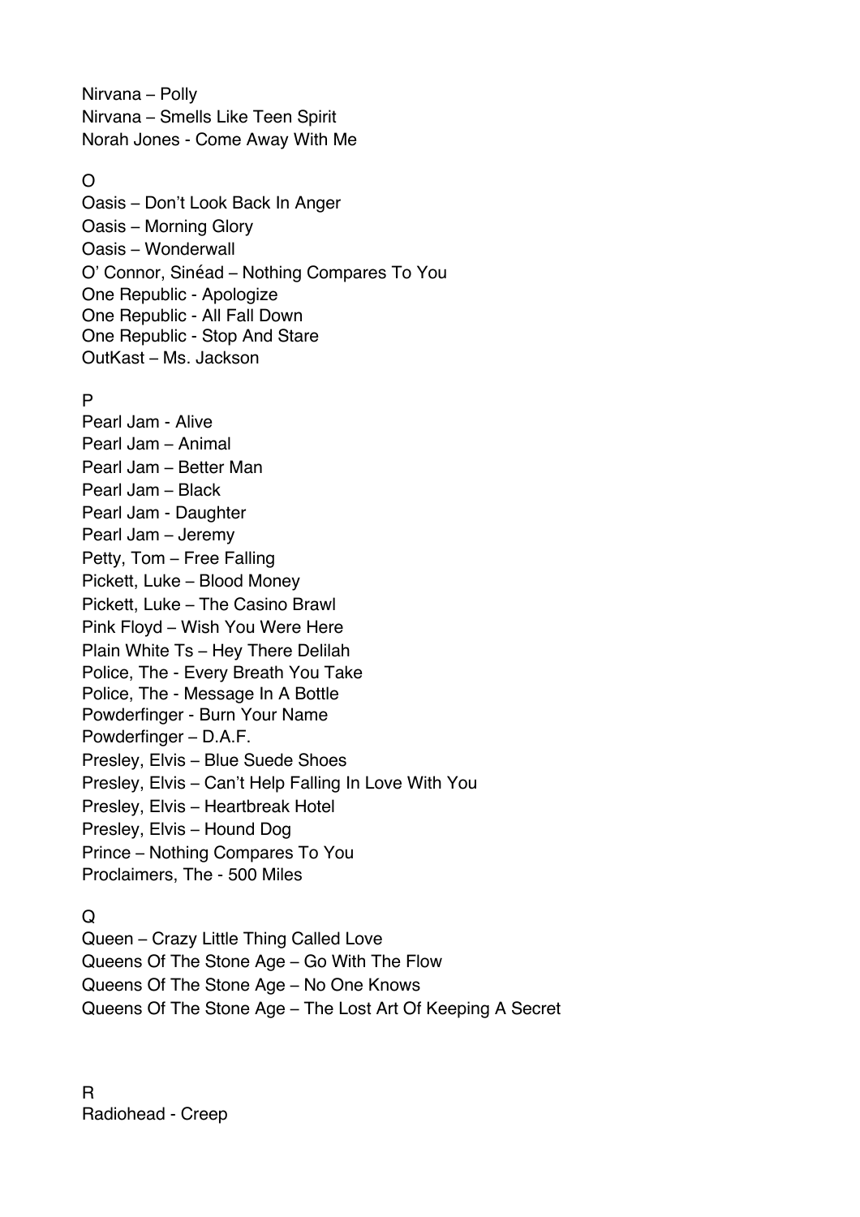Nirvana – Polly
Nirvana – Smells Like Teen Spirit
Norah Jones - Come Away With Me

O

Oasis – Don't Look Back In Anger
Oasis – Morning Glory
Oasis – Wonderwall
O' Connor, Sinéad – Nothing Compares To You
One Republic - Apologize
One Republic - All Fall Down
One Republic - Stop And Stare
OutKast – Ms. Jackson

P

Pearl Jam - Alive
Pearl Jam – Animal
Pearl Jam – Better Man
Pearl Jam – Black
Pearl Jam - Daughter
Pearl Jam – Jeremy
Petty, Tom – Free Falling
Pickett, Luke – Blood Money
Pickett, Luke – The Casino Brawl
Pink Floyd – Wish You Were Here
Plain White Ts – Hey There Delilah
Police, The - Every Breath You Take
Police, The - Message In A Bottle
Powderfinger - Burn Your Name
Powderfinger – D.A.F.
Presley, Elvis – Blue Suede Shoes
Presley, Elvis – Can't Help Falling In Love With You
Presley, Elvis – Heartbreak Hotel
Presley, Elvis – Hound Dog
Prince – Nothing Compares To You
Proclaimers, The - 500 Miles

Q

Queen – Crazy Little Thing Called Love
Queens Of The Stone Age – Go With The Flow
Queens Of The Stone Age – No One Knows
Queens Of The Stone Age – The Lost Art Of Keeping A Secret

R

Radiohead - Creep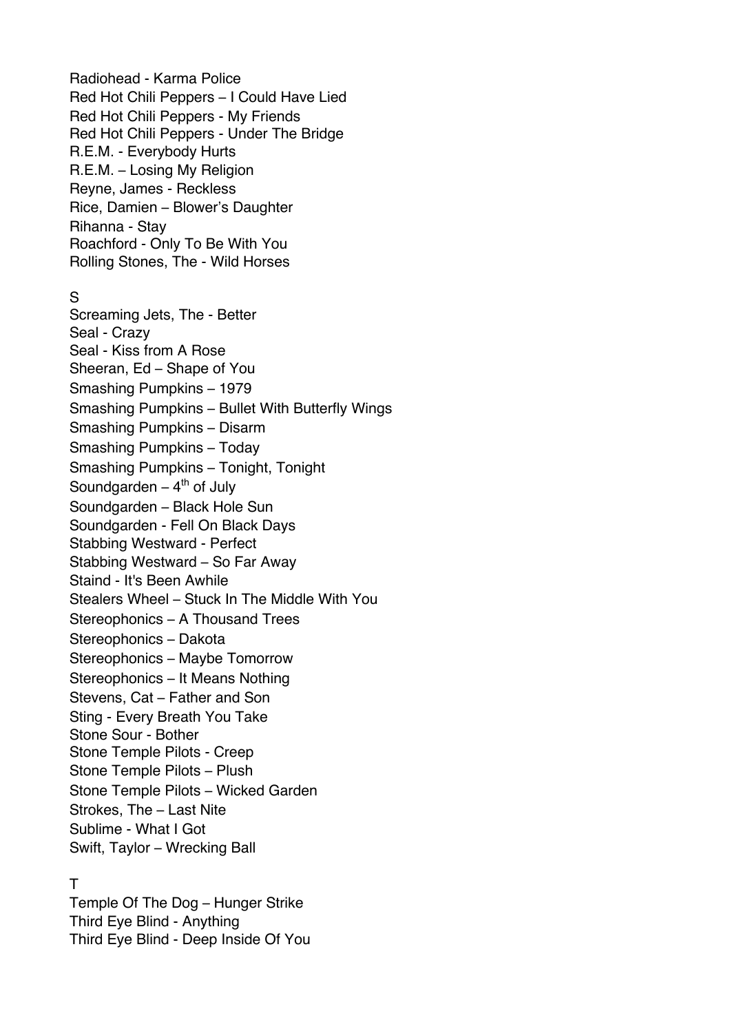Radiohead - Karma Police
Red Hot Chili Peppers – I Could Have Lied
Red Hot Chili Peppers - My Friends
Red Hot Chili Peppers - Under The Bridge
R.E.M. - Everybody Hurts
R.E.M. – Losing My Religion
Reyne, James - Reckless
Rice, Damien – Blower's Daughter
Rihanna - Stay
Roachford - Only To Be With You
Rolling Stones, The - Wild Horses

S

Screaming Jets, The - Better
Seal - Crazy
Seal - Kiss from A Rose
Sheeran, Ed – Shape of You
Smashing Pumpkins – 1979
Smashing Pumpkins – Bullet With Butterfly Wings
Smashing Pumpkins – Disarm
Smashing Pumpkins – Today
Smashing Pumpkins – Tonight, Tonight
Soundgarden – 4th of July
Soundgarden – Black Hole Sun
Soundgarden - Fell On Black Days
Stabbing Westward - Perfect
Stabbing Westward – So Far Away
Staind - It's Been Awhile
Stealers Wheel – Stuck In The Middle With You
Stereophonics – A Thousand Trees
Stereophonics – Dakota
Stereophonics – Maybe Tomorrow
Stereophonics – It Means Nothing
Stevens, Cat – Father and Son
Sting - Every Breath You Take
Stone Sour - Bother
Stone Temple Pilots - Creep
Stone Temple Pilots – Plush
Stone Temple Pilots – Wicked Garden
Strokes, The – Last Nite
Sublime - What I Got
Swift, Taylor – Wrecking Ball

T

Temple Of The Dog – Hunger Strike
Third Eye Blind - Anything
Third Eye Blind - Deep Inside Of You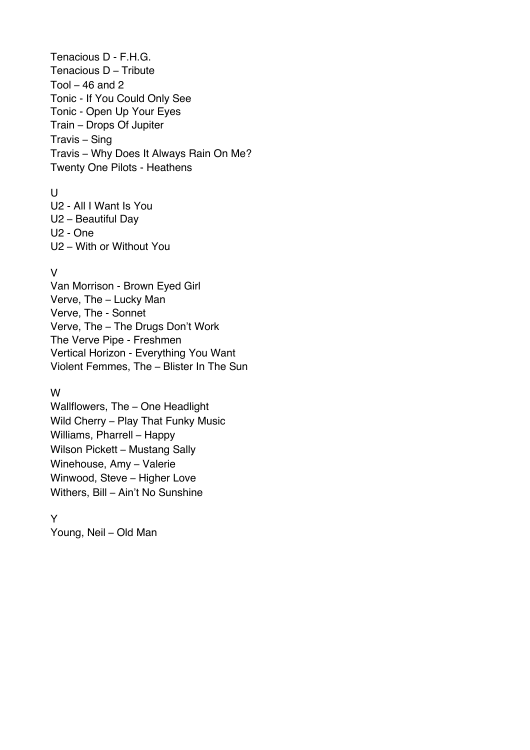Tenacious D - F.H.G.
Tenacious D – Tribute
Tool – 46 and 2
Tonic - If You Could Only See
Tonic - Open Up Your Eyes
Train – Drops Of Jupiter
Travis – Sing
Travis – Why Does It Always Rain On Me?
Twenty One Pilots - Heathens

U
U2 - All I Want Is You
U2 – Beautiful Day
U2 - One
U2 – With or Without You

V
Van Morrison - Brown Eyed Girl
Verve, The – Lucky Man
Verve, The - Sonnet
Verve, The – The Drugs Don't Work
The Verve Pipe - Freshmen
Vertical Horizon - Everything You Want
Violent Femmes, The – Blister In The Sun

W
Wallflowers, The – One Headlight
Wild Cherry – Play That Funky Music
Williams, Pharrell – Happy
Wilson Pickett – Mustang Sally
Winehouse, Amy – Valerie
Winwood, Steve – Higher Love
Withers, Bill – Ain't No Sunshine

Y
Young, Neil – Old Man